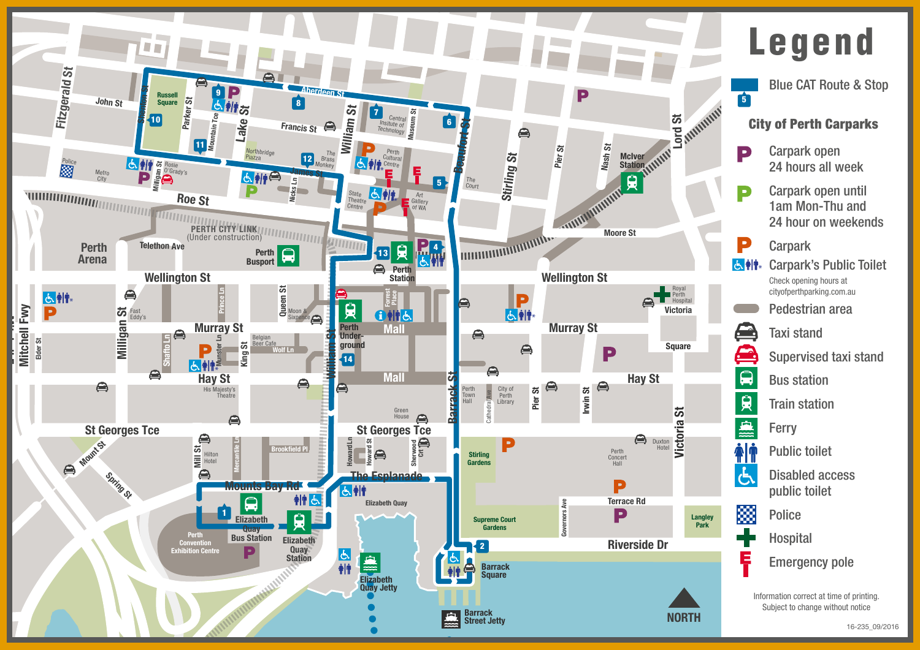# Legend

- **5** Blue CAT Route & Stop

## City of Perth Carparks

- **P** Carpark open 24 hours all week
- **P** Carpark open until 1am Mon-Thu and 24 hour on weekends
- **P** Carpark
- Carpark's Public Toilet

Check opening hours at cityofperthparking.com.au

- Pedestrian area
- Taxi stand
- Supervised taxi stand
- Bus station
- Train station
- Ferry
- Public toilet
- Disabled access public toilet
- Police
- Hospital
- Emergency pole

Information correct at time of printing.
Subject to change without notice

NORTH

16-235_09/2016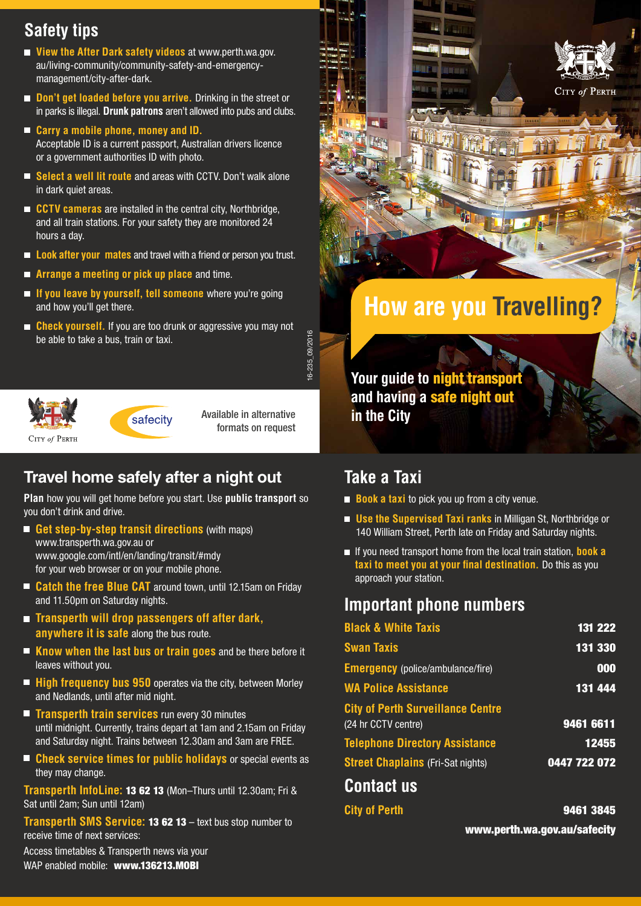## Safety tips

- **View the After Dark safety videos** at www.perth.wa.gov.au/living-community/community-safety-and-emergency-management/city-after-dark.
- **Don't get loaded before you arrive.** Drinking in the street or in parks is illegal. **Drunk patrons** aren't allowed into pubs and clubs.
- **Carry a mobile phone, money and ID.** Acceptable ID is a current passport, Australian drivers licence or a government authorities ID with photo.
- **Select a well lit route** and areas with CCTV. Don't walk alone in dark quiet areas.
- **CCTV cameras** are installed in the central city, Northbridge, and all train stations. For your safety they are monitored 24 hours a day.
- **Look after your mates** and travel with a friend or person you trust.
- **Arrange a meeting or pick up place** and time.
- **If you leave by yourself, tell someone** where you're going and how you'll get there.
- **Check yourself.** If you are too drunk or aggressive you may not be able to take a bus, train or taxi.

16-235_09/2016

CITY of PERTH

safecity

Available in alternative formats on request

CITY of PERTH

# How are you Travelling?

**Your guide to night transport and having a safe night out in the City**

## Travel home safely after a night out

**Plan** how you will get home before you start. Use **public transport** so you don't drink and drive.

- **Get step-by-step transit directions** (with maps) www.transperth.wa.gov.au or www.google.com/intl/en/landing/transit/#mdy for your web browser or on your mobile phone.
- **Catch the free Blue CAT** around town, until 12.15am on Friday and 11.50pm on Saturday nights.
- **Transperth will drop passengers off after dark, anywhere it is safe** along the bus route.
- **Know when the last bus or train goes** and be there before it leaves without you.
- **High frequency bus 950** operates via the city, between Morley and Nedlands, until after mid night.
- **Transperth train services** run every 30 minutes until midnight. Currently, trains depart at 1am and 2.15am on Friday and Saturday night. Trains between 12.30am and 3am are FREE.
- **Check service times for public holidays** or special events as they may change.

**Transperth InfoLine: 13 62 13** (Mon–Thurs until 12.30am; Fri & Sat until 2am; Sun until 12am)

**Transperth SMS Service: 13 62 13** – text bus stop number to receive time of next services:

Access timetables & Transperth news via your WAP enabled mobile: **www.136213.MOBI**

## Take a Taxi

- **Book a taxi** to pick you up from a city venue.
- **Use the Supervised Taxi ranks** in Milligan St, Northbridge or 140 William Street, Perth late on Friday and Saturday nights.
- If you need transport home from the local train station, **book a taxi to meet you at your final destination.** Do this as you approach your station.

## Important phone numbers

| | |
|---|---|
| **Black & White Taxis** | **131 222** |
| **Swan Taxis** | **131 330** |
| **Emergency** (police/ambulance/fire) | **000** |
| **WA Police Assistance** | **131 444** |
| **City of Perth Surveillance Centre** (24 hr CCTV centre) | **9461 6611** |
| **Telephone Directory Assistance** | **12455** |
| **Street Chaplains** (Fri-Sat nights) | **0447 722 072** |

## Contact us

| | |
|---|---|
| **City of Perth** | **9461 3845** |

**www.perth.wa.gov.au/safecity**